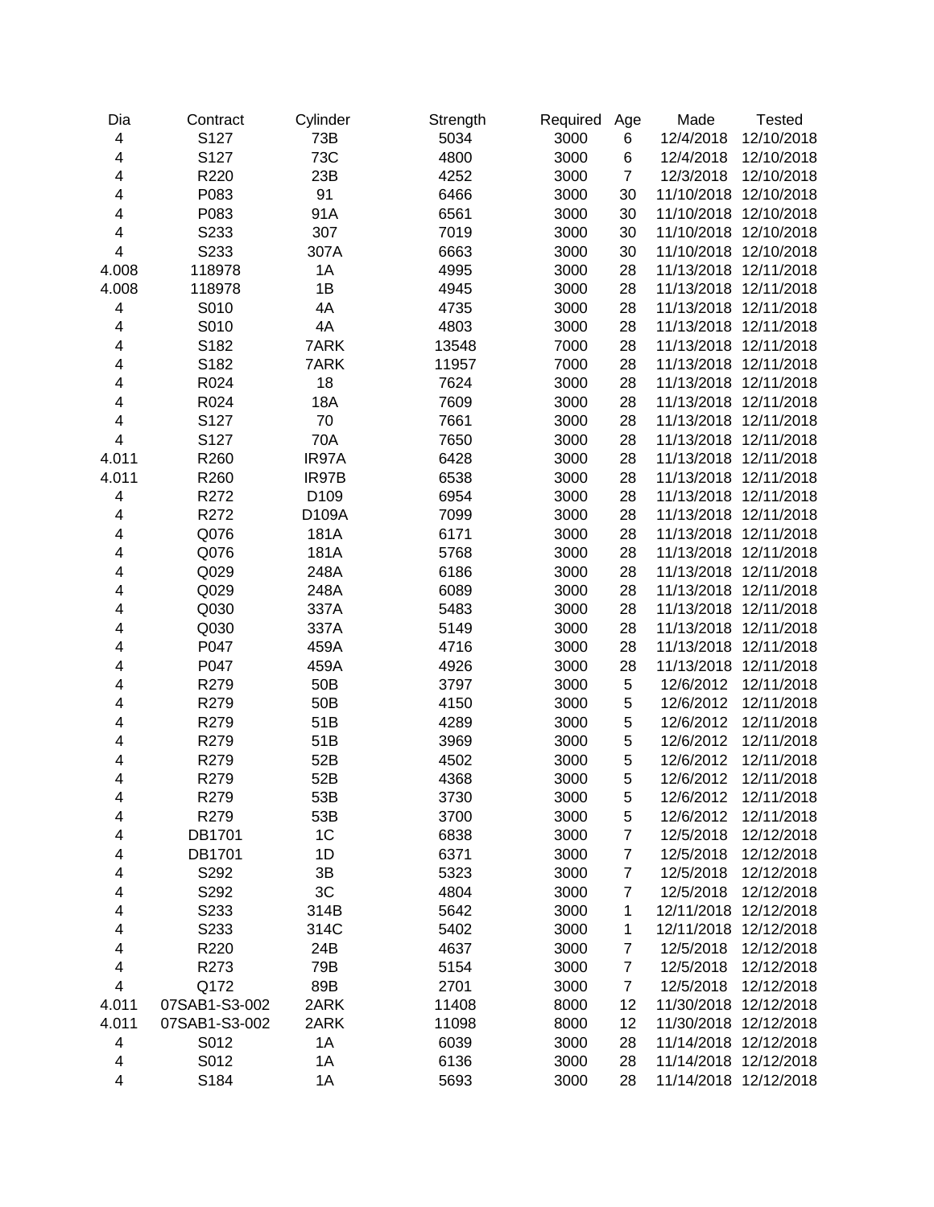| Dia | Contract | Cylinder | Strength | Required | Age | Made | Tested |
|---|---|---|---|---|---|---|---|
| 4 | S127 | 73B | 5034 | 3000 | 6 | 12/4/2018 | 12/10/2018 |
| 4 | S127 | 73C | 4800 | 3000 | 6 | 12/4/2018 | 12/10/2018 |
| 4 | R220 | 23B | 4252 | 3000 | 7 | 12/3/2018 | 12/10/2018 |
| 4 | P083 | 91 | 6466 | 3000 | 30 | 11/10/2018 | 12/10/2018 |
| 4 | P083 | 91A | 6561 | 3000 | 30 | 11/10/2018 | 12/10/2018 |
| 4 | S233 | 307 | 7019 | 3000 | 30 | 11/10/2018 | 12/10/2018 |
| 4 | S233 | 307A | 6663 | 3000 | 30 | 11/10/2018 | 12/10/2018 |
| 4.008 | 118978 | 1A | 4995 | 3000 | 28 | 11/13/2018 | 12/11/2018 |
| 4.008 | 118978 | 1B | 4945 | 3000 | 28 | 11/13/2018 | 12/11/2018 |
| 4 | S010 | 4A | 4735 | 3000 | 28 | 11/13/2018 | 12/11/2018 |
| 4 | S010 | 4A | 4803 | 3000 | 28 | 11/13/2018 | 12/11/2018 |
| 4 | S182 | 7ARK | 13548 | 7000 | 28 | 11/13/2018 | 12/11/2018 |
| 4 | S182 | 7ARK | 11957 | 7000 | 28 | 11/13/2018 | 12/11/2018 |
| 4 | R024 | 18 | 7624 | 3000 | 28 | 11/13/2018 | 12/11/2018 |
| 4 | R024 | 18A | 7609 | 3000 | 28 | 11/13/2018 | 12/11/2018 |
| 4 | S127 | 70 | 7661 | 3000 | 28 | 11/13/2018 | 12/11/2018 |
| 4 | S127 | 70A | 7650 | 3000 | 28 | 11/13/2018 | 12/11/2018 |
| 4.011 | R260 | IR97A | 6428 | 3000 | 28 | 11/13/2018 | 12/11/2018 |
| 4.011 | R260 | IR97B | 6538 | 3000 | 28 | 11/13/2018 | 12/11/2018 |
| 4 | R272 | D109 | 6954 | 3000 | 28 | 11/13/2018 | 12/11/2018 |
| 4 | R272 | D109A | 7099 | 3000 | 28 | 11/13/2018 | 12/11/2018 |
| 4 | Q076 | 181A | 6171 | 3000 | 28 | 11/13/2018 | 12/11/2018 |
| 4 | Q076 | 181A | 5768 | 3000 | 28 | 11/13/2018 | 12/11/2018 |
| 4 | Q029 | 248A | 6186 | 3000 | 28 | 11/13/2018 | 12/11/2018 |
| 4 | Q029 | 248A | 6089 | 3000 | 28 | 11/13/2018 | 12/11/2018 |
| 4 | Q030 | 337A | 5483 | 3000 | 28 | 11/13/2018 | 12/11/2018 |
| 4 | Q030 | 337A | 5149 | 3000 | 28 | 11/13/2018 | 12/11/2018 |
| 4 | P047 | 459A | 4716 | 3000 | 28 | 11/13/2018 | 12/11/2018 |
| 4 | P047 | 459A | 4926 | 3000 | 28 | 11/13/2018 | 12/11/2018 |
| 4 | R279 | 50B | 3797 | 3000 | 5 | 12/6/2012 | 12/11/2018 |
| 4 | R279 | 50B | 4150 | 3000 | 5 | 12/6/2012 | 12/11/2018 |
| 4 | R279 | 51B | 4289 | 3000 | 5 | 12/6/2012 | 12/11/2018 |
| 4 | R279 | 51B | 3969 | 3000 | 5 | 12/6/2012 | 12/11/2018 |
| 4 | R279 | 52B | 4502 | 3000 | 5 | 12/6/2012 | 12/11/2018 |
| 4 | R279 | 52B | 4368 | 3000 | 5 | 12/6/2012 | 12/11/2018 |
| 4 | R279 | 53B | 3730 | 3000 | 5 | 12/6/2012 | 12/11/2018 |
| 4 | R279 | 53B | 3700 | 3000 | 5 | 12/6/2012 | 12/11/2018 |
| 4 | DB1701 | 1C | 6838 | 3000 | 7 | 12/5/2018 | 12/12/2018 |
| 4 | DB1701 | 1D | 6371 | 3000 | 7 | 12/5/2018 | 12/12/2018 |
| 4 | S292 | 3B | 5323 | 3000 | 7 | 12/5/2018 | 12/12/2018 |
| 4 | S292 | 3C | 4804 | 3000 | 7 | 12/5/2018 | 12/12/2018 |
| 4 | S233 | 314B | 5642 | 3000 | 1 | 12/11/2018 | 12/12/2018 |
| 4 | S233 | 314C | 5402 | 3000 | 1 | 12/11/2018 | 12/12/2018 |
| 4 | R220 | 24B | 4637 | 3000 | 7 | 12/5/2018 | 12/12/2018 |
| 4 | R273 | 79B | 5154 | 3000 | 7 | 12/5/2018 | 12/12/2018 |
| 4 | Q172 | 89B | 2701 | 3000 | 7 | 12/5/2018 | 12/12/2018 |
| 4.011 | 07SAB1-S3-002 | 2ARK | 11408 | 8000 | 12 | 11/30/2018 | 12/12/2018 |
| 4.011 | 07SAB1-S3-002 | 2ARK | 11098 | 8000 | 12 | 11/30/2018 | 12/12/2018 |
| 4 | S012 | 1A | 6039 | 3000 | 28 | 11/14/2018 | 12/12/2018 |
| 4 | S012 | 1A | 6136 | 3000 | 28 | 11/14/2018 | 12/12/2018 |
| 4 | S184 | 1A | 5693 | 3000 | 28 | 11/14/2018 | 12/12/2018 |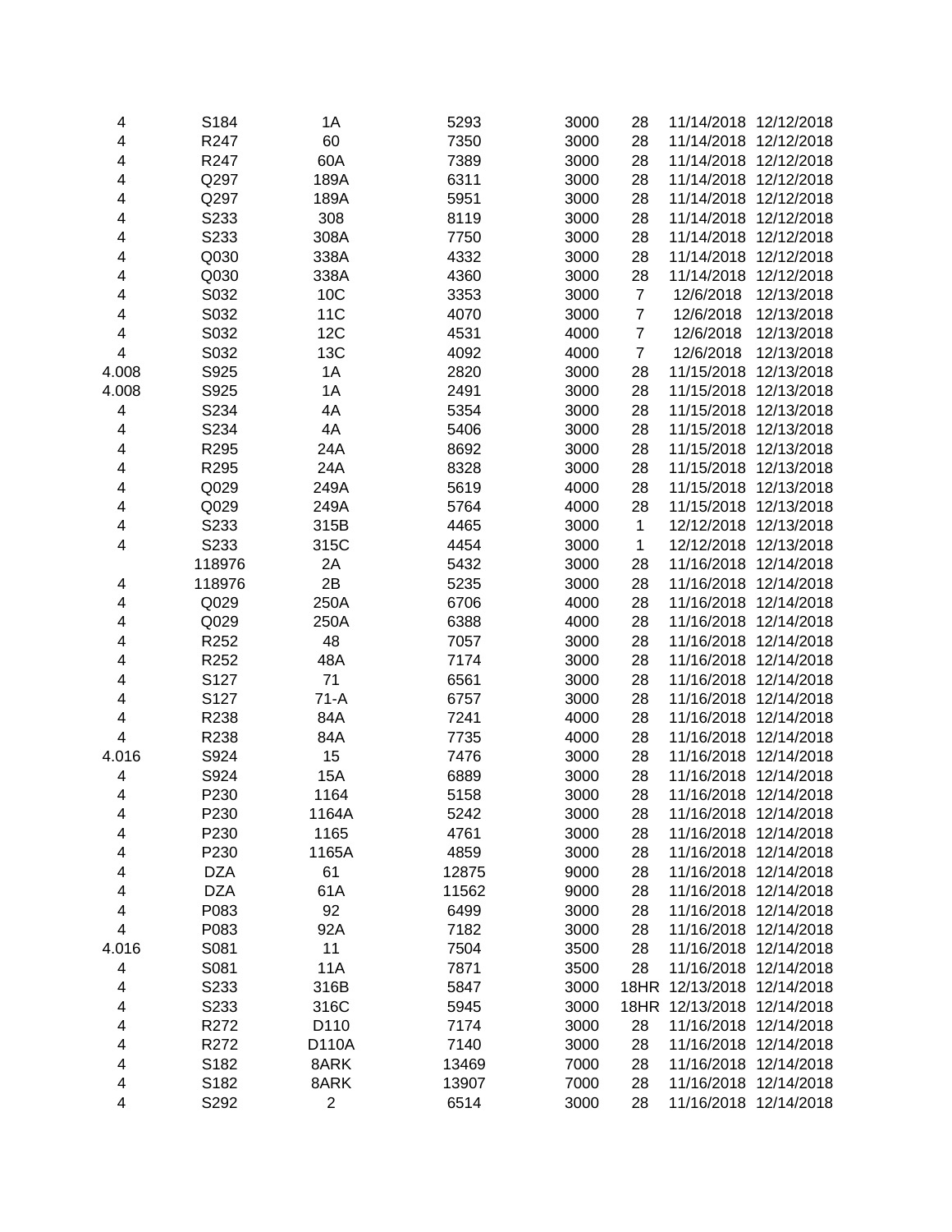| | | | | | | | |
|---|---|---|---|---|---|---|---|
| 4 | S184 | 1A | 5293 | 3000 | 28 | 11/14/2018 | 12/12/2018 |
| 4 | R247 | 60 | 7350 | 3000 | 28 | 11/14/2018 | 12/12/2018 |
| 4 | R247 | 60A | 7389 | 3000 | 28 | 11/14/2018 | 12/12/2018 |
| 4 | Q297 | 189A | 6311 | 3000 | 28 | 11/14/2018 | 12/12/2018 |
| 4 | Q297 | 189A | 5951 | 3000 | 28 | 11/14/2018 | 12/12/2018 |
| 4 | S233 | 308 | 8119 | 3000 | 28 | 11/14/2018 | 12/12/2018 |
| 4 | S233 | 308A | 7750 | 3000 | 28 | 11/14/2018 | 12/12/2018 |
| 4 | Q030 | 338A | 4332 | 3000 | 28 | 11/14/2018 | 12/12/2018 |
| 4 | Q030 | 338A | 4360 | 3000 | 28 | 11/14/2018 | 12/12/2018 |
| 4 | S032 | 10C | 3353 | 3000 | 7 | 12/6/2018 | 12/13/2018 |
| 4 | S032 | 11C | 4070 | 3000 | 7 | 12/6/2018 | 12/13/2018 |
| 4 | S032 | 12C | 4531 | 4000 | 7 | 12/6/2018 | 12/13/2018 |
| 4 | S032 | 13C | 4092 | 4000 | 7 | 12/6/2018 | 12/13/2018 |
| 4.008 | S925 | 1A | 2820 | 3000 | 28 | 11/15/2018 | 12/13/2018 |
| 4.008 | S925 | 1A | 2491 | 3000 | 28 | 11/15/2018 | 12/13/2018 |
| 4 | S234 | 4A | 5354 | 3000 | 28 | 11/15/2018 | 12/13/2018 |
| 4 | S234 | 4A | 5406 | 3000 | 28 | 11/15/2018 | 12/13/2018 |
| 4 | R295 | 24A | 8692 | 3000 | 28 | 11/15/2018 | 12/13/2018 |
| 4 | R295 | 24A | 8328 | 3000 | 28 | 11/15/2018 | 12/13/2018 |
| 4 | Q029 | 249A | 5619 | 4000 | 28 | 11/15/2018 | 12/13/2018 |
| 4 | Q029 | 249A | 5764 | 4000 | 28 | 11/15/2018 | 12/13/2018 |
| 4 | S233 | 315B | 4465 | 3000 | 1 | 12/12/2018 | 12/13/2018 |
| 4 | S233 | 315C | 4454 | 3000 | 1 | 12/12/2018 | 12/13/2018 |
| | 118976 | 2A | 5432 | 3000 | 28 | 11/16/2018 | 12/14/2018 |
| 4 | 118976 | 2B | 5235 | 3000 | 28 | 11/16/2018 | 12/14/2018 |
| 4 | Q029 | 250A | 6706 | 4000 | 28 | 11/16/2018 | 12/14/2018 |
| 4 | Q029 | 250A | 6388 | 4000 | 28 | 11/16/2018 | 12/14/2018 |
| 4 | R252 | 48 | 7057 | 3000 | 28 | 11/16/2018 | 12/14/2018 |
| 4 | R252 | 48A | 7174 | 3000 | 28 | 11/16/2018 | 12/14/2018 |
| 4 | S127 | 71 | 6561 | 3000 | 28 | 11/16/2018 | 12/14/2018 |
| 4 | S127 | 71-A | 6757 | 3000 | 28 | 11/16/2018 | 12/14/2018 |
| 4 | R238 | 84A | 7241 | 4000 | 28 | 11/16/2018 | 12/14/2018 |
| 4 | R238 | 84A | 7735 | 4000 | 28 | 11/16/2018 | 12/14/2018 |
| 4.016 | S924 | 15 | 7476 | 3000 | 28 | 11/16/2018 | 12/14/2018 |
| 4 | S924 | 15A | 6889 | 3000 | 28 | 11/16/2018 | 12/14/2018 |
| 4 | P230 | 1164 | 5158 | 3000 | 28 | 11/16/2018 | 12/14/2018 |
| 4 | P230 | 1164A | 5242 | 3000 | 28 | 11/16/2018 | 12/14/2018 |
| 4 | P230 | 1165 | 4761 | 3000 | 28 | 11/16/2018 | 12/14/2018 |
| 4 | P230 | 1165A | 4859 | 3000 | 28 | 11/16/2018 | 12/14/2018 |
| 4 | DZA | 61 | 12875 | 9000 | 28 | 11/16/2018 | 12/14/2018 |
| 4 | DZA | 61A | 11562 | 9000 | 28 | 11/16/2018 | 12/14/2018 |
| 4 | P083 | 92 | 6499 | 3000 | 28 | 11/16/2018 | 12/14/2018 |
| 4 | P083 | 92A | 7182 | 3000 | 28 | 11/16/2018 | 12/14/2018 |
| 4.016 | S081 | 11 | 7504 | 3500 | 28 | 11/16/2018 | 12/14/2018 |
| 4 | S081 | 11A | 7871 | 3500 | 28 | 11/16/2018 | 12/14/2018 |
| 4 | S233 | 316B | 5847 | 3000 | 18HR | 12/13/2018 | 12/14/2018 |
| 4 | S233 | 316C | 5945 | 3000 | 18HR | 12/13/2018 | 12/14/2018 |
| 4 | R272 | D110 | 7174 | 3000 | 28 | 11/16/2018 | 12/14/2018 |
| 4 | R272 | D110A | 7140 | 3000 | 28 | 11/16/2018 | 12/14/2018 |
| 4 | S182 | 8ARK | 13469 | 7000 | 28 | 11/16/2018 | 12/14/2018 |
| 4 | S182 | 8ARK | 13907 | 7000 | 28 | 11/16/2018 | 12/14/2018 |
| 4 | S292 | 2 | 6514 | 3000 | 28 | 11/16/2018 | 12/14/2018 |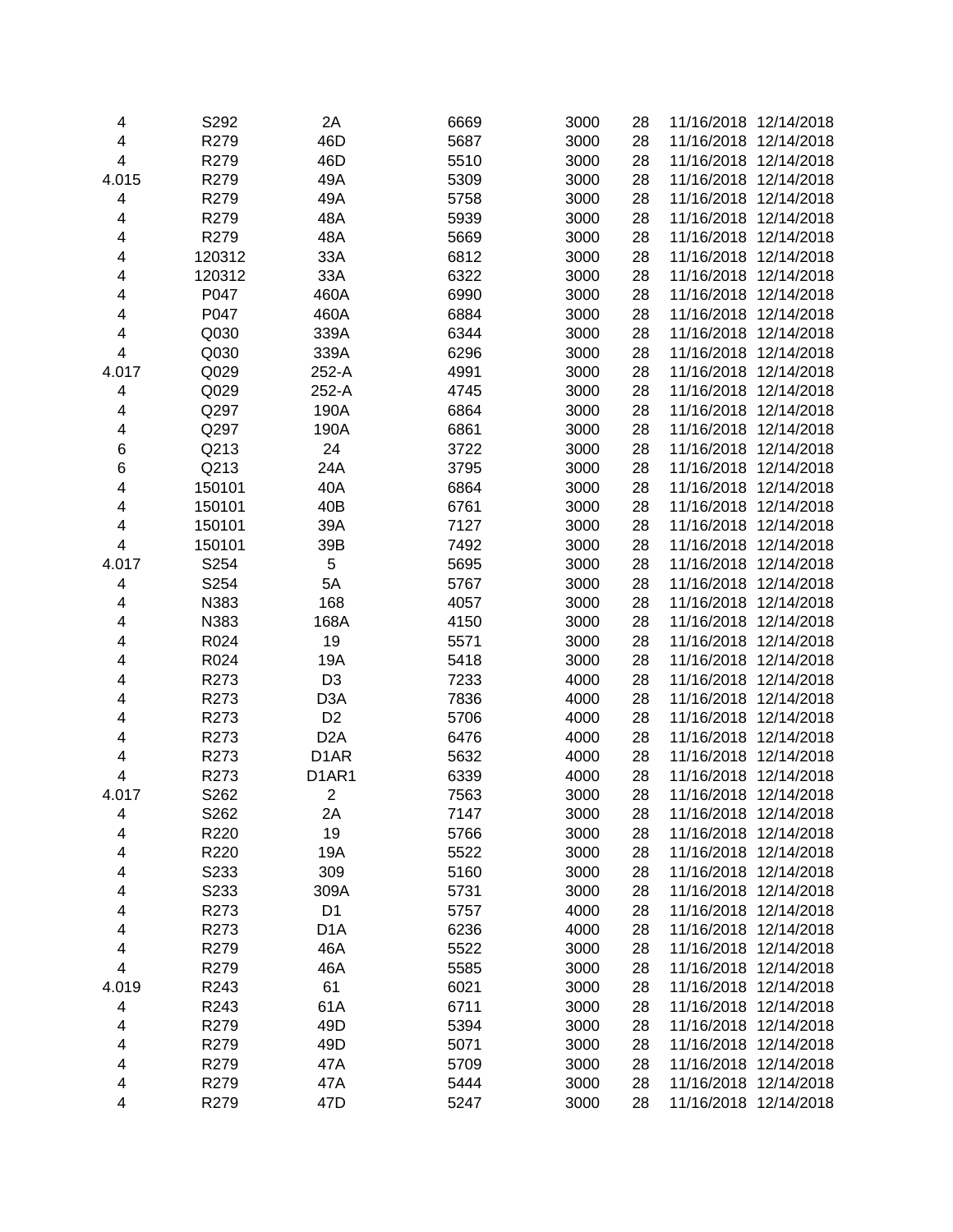| | | | | | | | |
|---|---|---|---|---|---|---|---|
| 4 | S292 | 2A | 6669 | 3000 | 28 | 11/16/2018 | 12/14/2018 |
| 4 | R279 | 46D | 5687 | 3000 | 28 | 11/16/2018 | 12/14/2018 |
| 4 | R279 | 46D | 5510 | 3000 | 28 | 11/16/2018 | 12/14/2018 |
| 4.015 | R279 | 49A | 5309 | 3000 | 28 | 11/16/2018 | 12/14/2018 |
| 4 | R279 | 49A | 5758 | 3000 | 28 | 11/16/2018 | 12/14/2018 |
| 4 | R279 | 48A | 5939 | 3000 | 28 | 11/16/2018 | 12/14/2018 |
| 4 | R279 | 48A | 5669 | 3000 | 28 | 11/16/2018 | 12/14/2018 |
| 4 | 120312 | 33A | 6812 | 3000 | 28 | 11/16/2018 | 12/14/2018 |
| 4 | 120312 | 33A | 6322 | 3000 | 28 | 11/16/2018 | 12/14/2018 |
| 4 | P047 | 460A | 6990 | 3000 | 28 | 11/16/2018 | 12/14/2018 |
| 4 | P047 | 460A | 6884 | 3000 | 28 | 11/16/2018 | 12/14/2018 |
| 4 | Q030 | 339A | 6344 | 3000 | 28 | 11/16/2018 | 12/14/2018 |
| 4 | Q030 | 339A | 6296 | 3000 | 28 | 11/16/2018 | 12/14/2018 |
| 4.017 | Q029 | 252-A | 4991 | 3000 | 28 | 11/16/2018 | 12/14/2018 |
| 4 | Q029 | 252-A | 4745 | 3000 | 28 | 11/16/2018 | 12/14/2018 |
| 4 | Q297 | 190A | 6864 | 3000 | 28 | 11/16/2018 | 12/14/2018 |
| 4 | Q297 | 190A | 6861 | 3000 | 28 | 11/16/2018 | 12/14/2018 |
| 6 | Q213 | 24 | 3722 | 3000 | 28 | 11/16/2018 | 12/14/2018 |
| 6 | Q213 | 24A | 3795 | 3000 | 28 | 11/16/2018 | 12/14/2018 |
| 4 | 150101 | 40A | 6864 | 3000 | 28 | 11/16/2018 | 12/14/2018 |
| 4 | 150101 | 40B | 6761 | 3000 | 28 | 11/16/2018 | 12/14/2018 |
| 4 | 150101 | 39A | 7127 | 3000 | 28 | 11/16/2018 | 12/14/2018 |
| 4 | 150101 | 39B | 7492 | 3000 | 28 | 11/16/2018 | 12/14/2018 |
| 4.017 | S254 | 5 | 5695 | 3000 | 28 | 11/16/2018 | 12/14/2018 |
| 4 | S254 | 5A | 5767 | 3000 | 28 | 11/16/2018 | 12/14/2018 |
| 4 | N383 | 168 | 4057 | 3000 | 28 | 11/16/2018 | 12/14/2018 |
| 4 | N383 | 168A | 4150 | 3000 | 28 | 11/16/2018 | 12/14/2018 |
| 4 | R024 | 19 | 5571 | 3000 | 28 | 11/16/2018 | 12/14/2018 |
| 4 | R024 | 19A | 5418 | 3000 | 28 | 11/16/2018 | 12/14/2018 |
| 4 | R273 | D3 | 7233 | 4000 | 28 | 11/16/2018 | 12/14/2018 |
| 4 | R273 | D3A | 7836 | 4000 | 28 | 11/16/2018 | 12/14/2018 |
| 4 | R273 | D2 | 5706 | 4000 | 28 | 11/16/2018 | 12/14/2018 |
| 4 | R273 | D2A | 6476 | 4000 | 28 | 11/16/2018 | 12/14/2018 |
| 4 | R273 | D1AR | 5632 | 4000 | 28 | 11/16/2018 | 12/14/2018 |
| 4 | R273 | D1AR1 | 6339 | 4000 | 28 | 11/16/2018 | 12/14/2018 |
| 4.017 | S262 | 2 | 7563 | 3000 | 28 | 11/16/2018 | 12/14/2018 |
| 4 | S262 | 2A | 7147 | 3000 | 28 | 11/16/2018 | 12/14/2018 |
| 4 | R220 | 19 | 5766 | 3000 | 28 | 11/16/2018 | 12/14/2018 |
| 4 | R220 | 19A | 5522 | 3000 | 28 | 11/16/2018 | 12/14/2018 |
| 4 | S233 | 309 | 5160 | 3000 | 28 | 11/16/2018 | 12/14/2018 |
| 4 | S233 | 309A | 5731 | 3000 | 28 | 11/16/2018 | 12/14/2018 |
| 4 | R273 | D1 | 5757 | 4000 | 28 | 11/16/2018 | 12/14/2018 |
| 4 | R273 | D1A | 6236 | 4000 | 28 | 11/16/2018 | 12/14/2018 |
| 4 | R279 | 46A | 5522 | 3000 | 28 | 11/16/2018 | 12/14/2018 |
| 4 | R279 | 46A | 5585 | 3000 | 28 | 11/16/2018 | 12/14/2018 |
| 4.019 | R243 | 61 | 6021 | 3000 | 28 | 11/16/2018 | 12/14/2018 |
| 4 | R243 | 61A | 6711 | 3000 | 28 | 11/16/2018 | 12/14/2018 |
| 4 | R279 | 49D | 5394 | 3000 | 28 | 11/16/2018 | 12/14/2018 |
| 4 | R279 | 49D | 5071 | 3000 | 28 | 11/16/2018 | 12/14/2018 |
| 4 | R279 | 47A | 5709 | 3000 | 28 | 11/16/2018 | 12/14/2018 |
| 4 | R279 | 47A | 5444 | 3000 | 28 | 11/16/2018 | 12/14/2018 |
| 4 | R279 | 47D | 5247 | 3000 | 28 | 11/16/2018 | 12/14/2018 |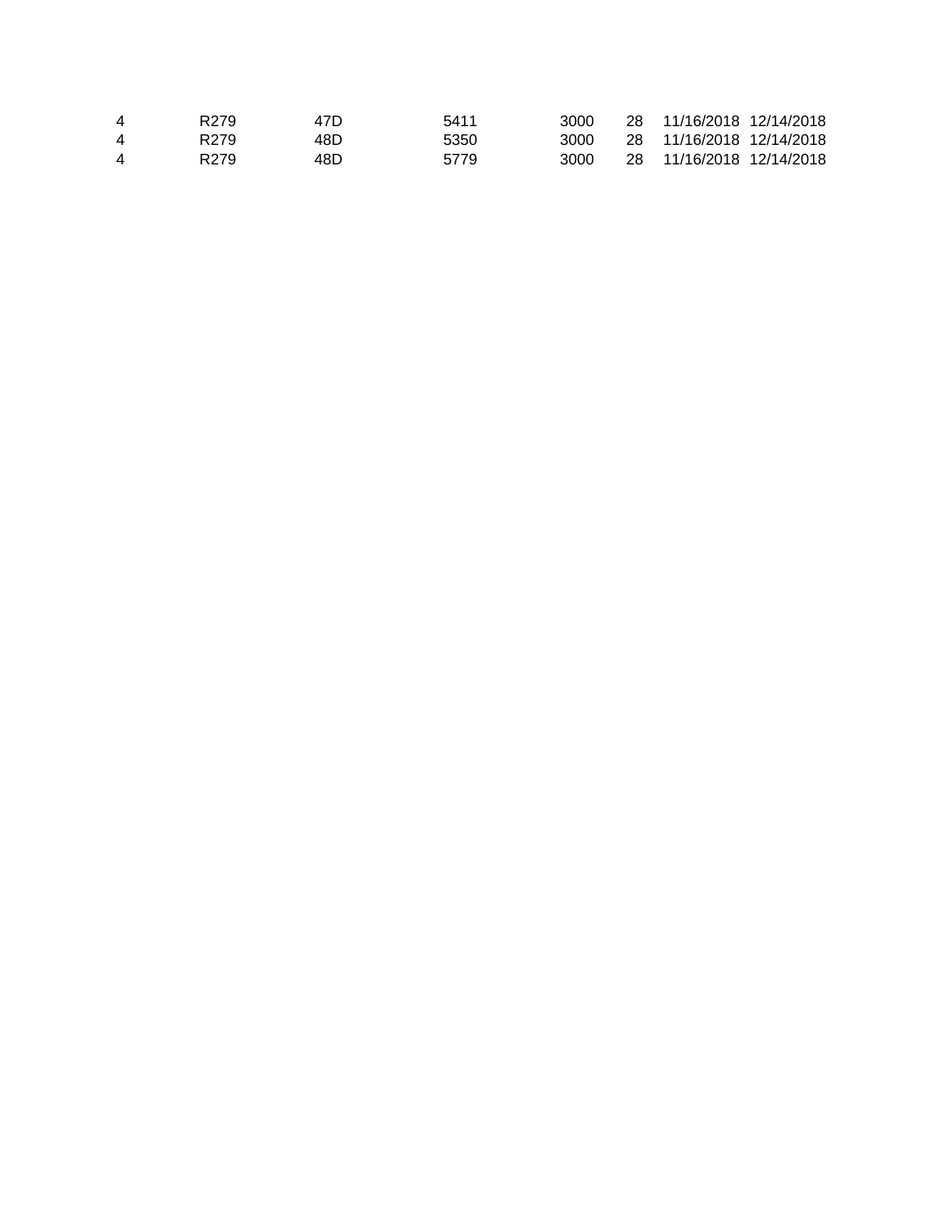| | | | | | | | |
|---|---|---|---|---|---|---|---|
| 4 | R279 | 47D | 5411 | 3000 | 28 | 11/16/2018 | 12/14/2018 |
| 4 | R279 | 48D | 5350 | 3000 | 28 | 11/16/2018 | 12/14/2018 |
| 4 | R279 | 48D | 5779 | 3000 | 28 | 11/16/2018 | 12/14/2018 |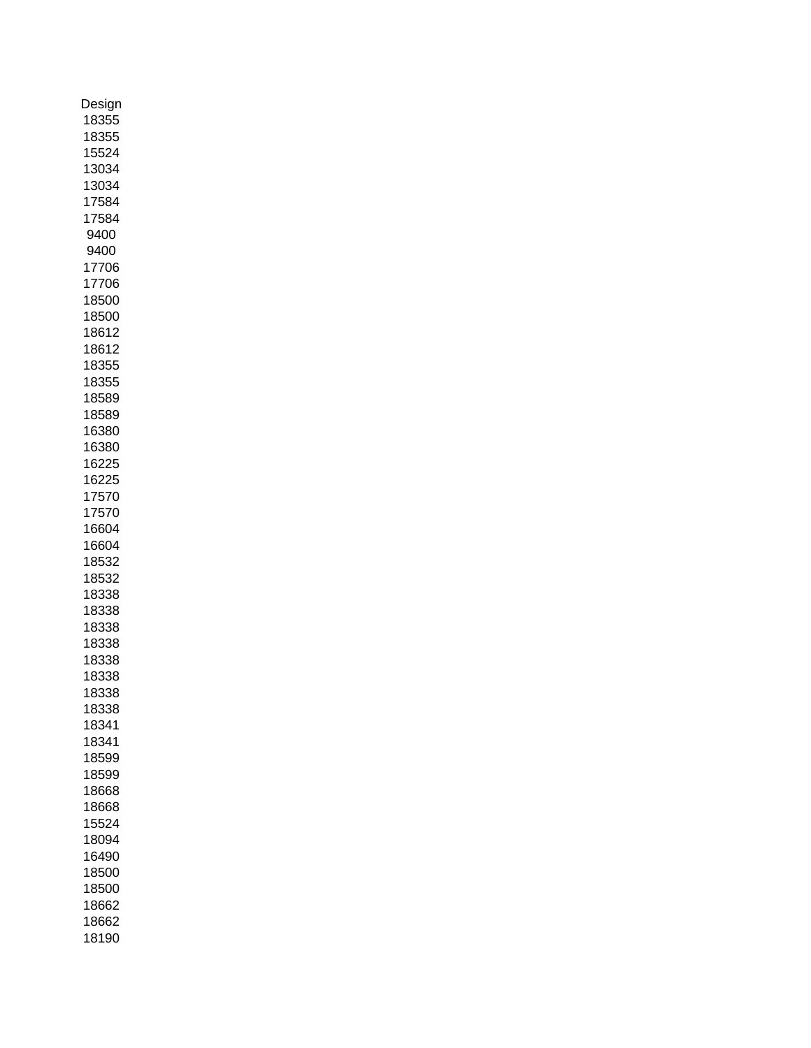| Design |
| --- |
| 18355 |
| 18355 |
| 15524 |
| 13034 |
| 13034 |
| 17584 |
| 17584 |
| 9400 |
| 9400 |
| 17706 |
| 17706 |
| 18500 |
| 18500 |
| 18612 |
| 18612 |
| 18355 |
| 18355 |
| 18589 |
| 18589 |
| 16380 |
| 16380 |
| 16225 |
| 16225 |
| 17570 |
| 17570 |
| 16604 |
| 16604 |
| 18532 |
| 18532 |
| 18338 |
| 18338 |
| 18338 |
| 18338 |
| 18338 |
| 18338 |
| 18338 |
| 18338 |
| 18341 |
| 18341 |
| 18599 |
| 18599 |
| 18668 |
| 18668 |
| 15524 |
| 18094 |
| 16490 |
| 18500 |
| 18500 |
| 18662 |
| 18662 |
| 18190 |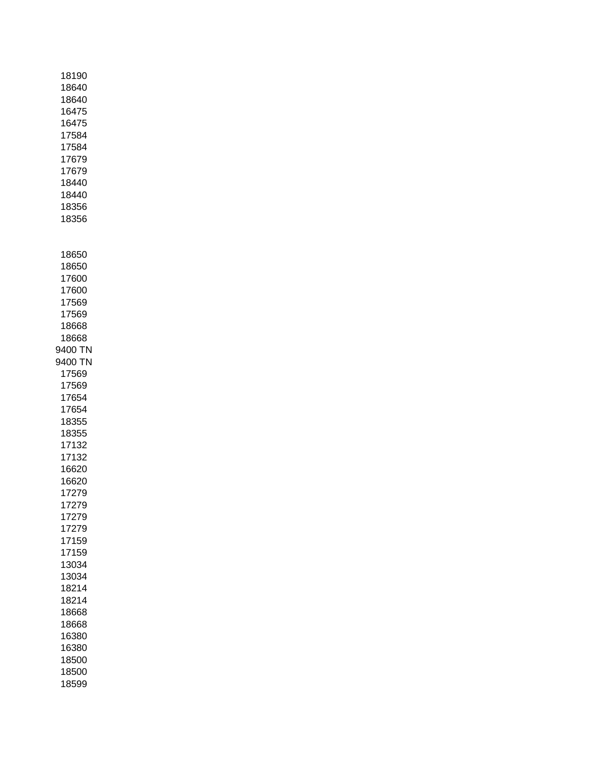18190
18640
18640
16475
16475
17584
17584
17679
17679
18440
18440
18356
18356

18650
18650
17600
17600
17569
17569
18668
18668
9400 TN
9400 TN
17569
17569
17654
17654
18355
18355
17132
17132
16620
16620
17279
17279
17279
17279
17159
17159
13034
13034
18214
18214
18668
18668
16380
16380
18500
18500
18599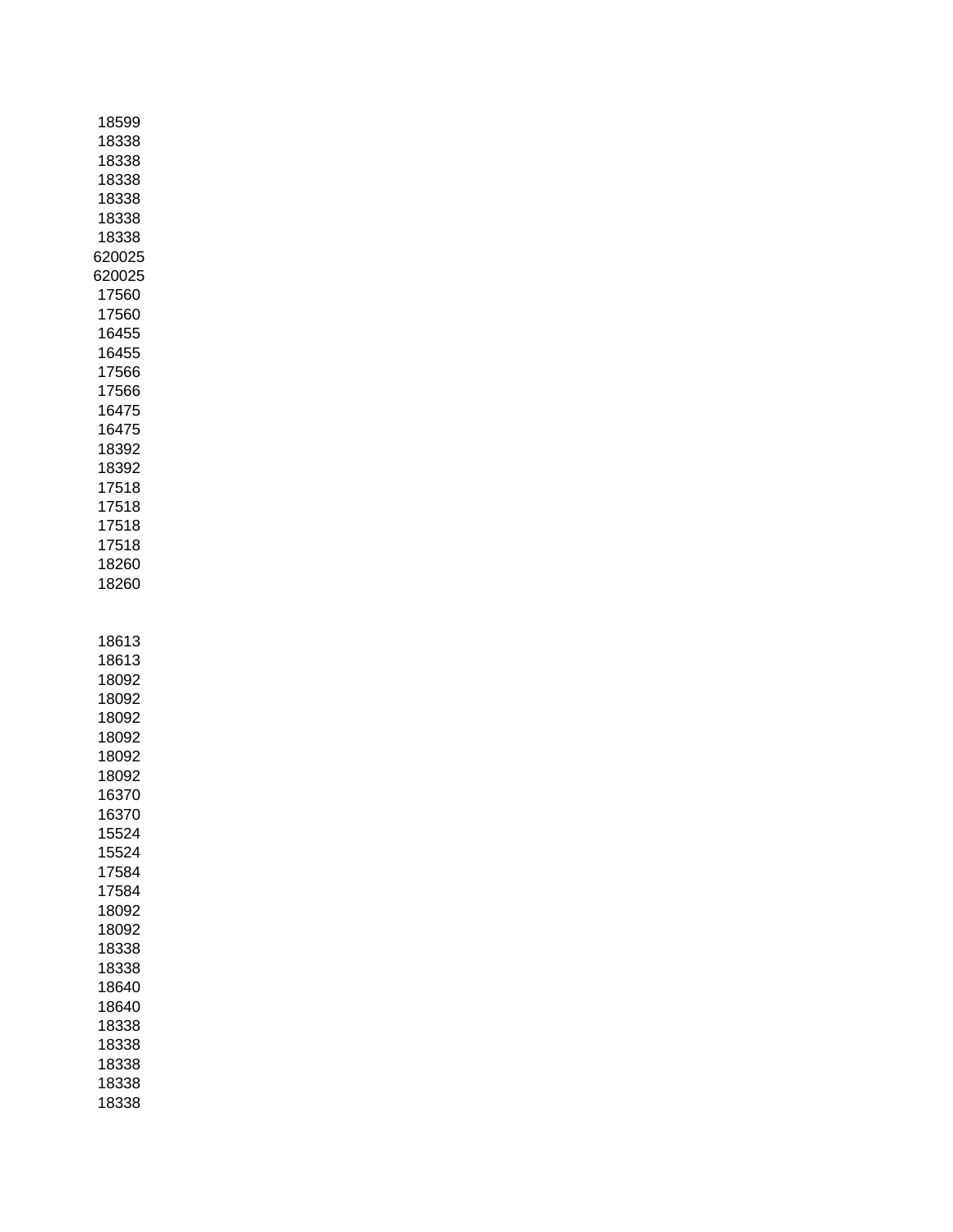18599
18338
18338
18338
18338
18338
18338
620025
620025
17560
17560
16455
16455
17566
17566
16475
16475
18392
18392
17518
17518
17518
17518
18260
18260

18613
18613
18092
18092
18092
18092
18092
18092
16370
16370
15524
15524
17584
17584
18092
18092
18338
18338
18640
18640
18338
18338
18338
18338
18338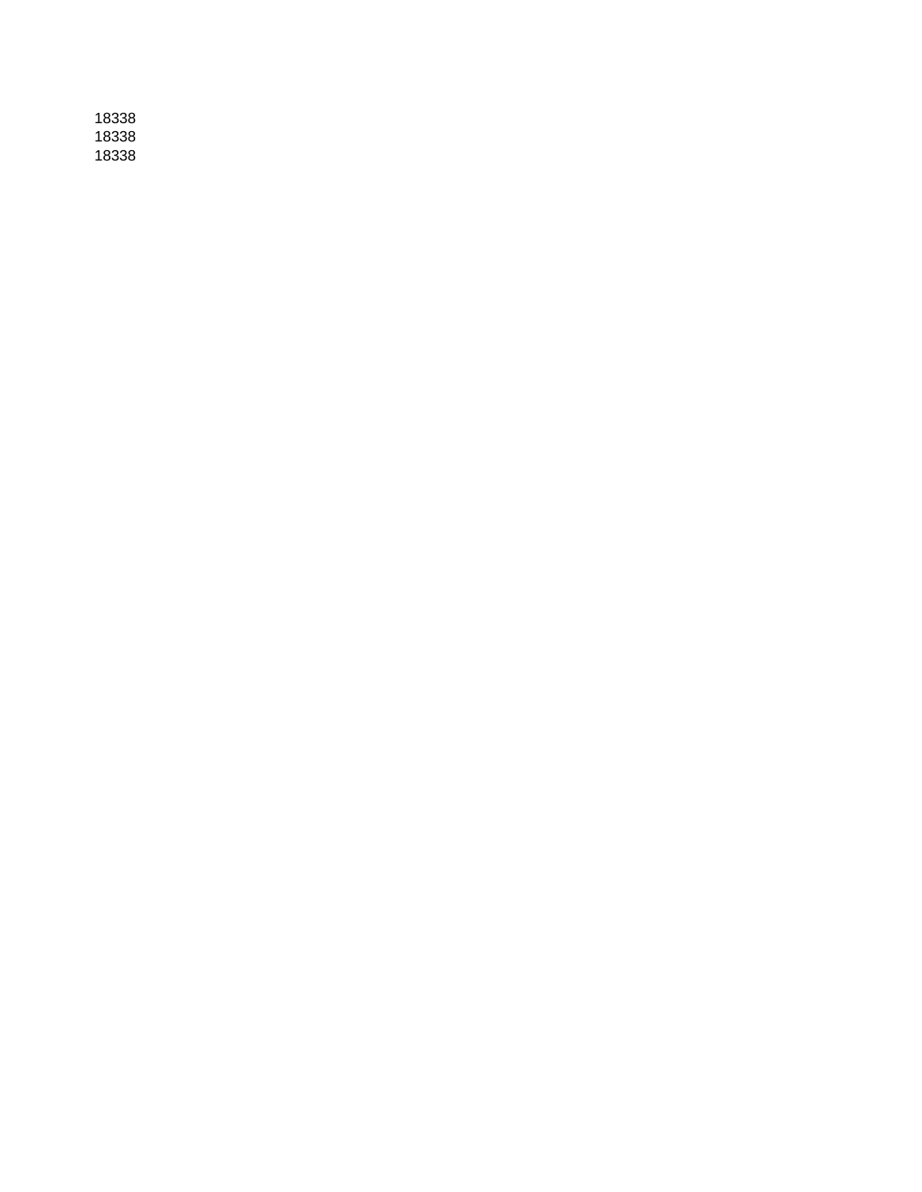18338
18338
18338